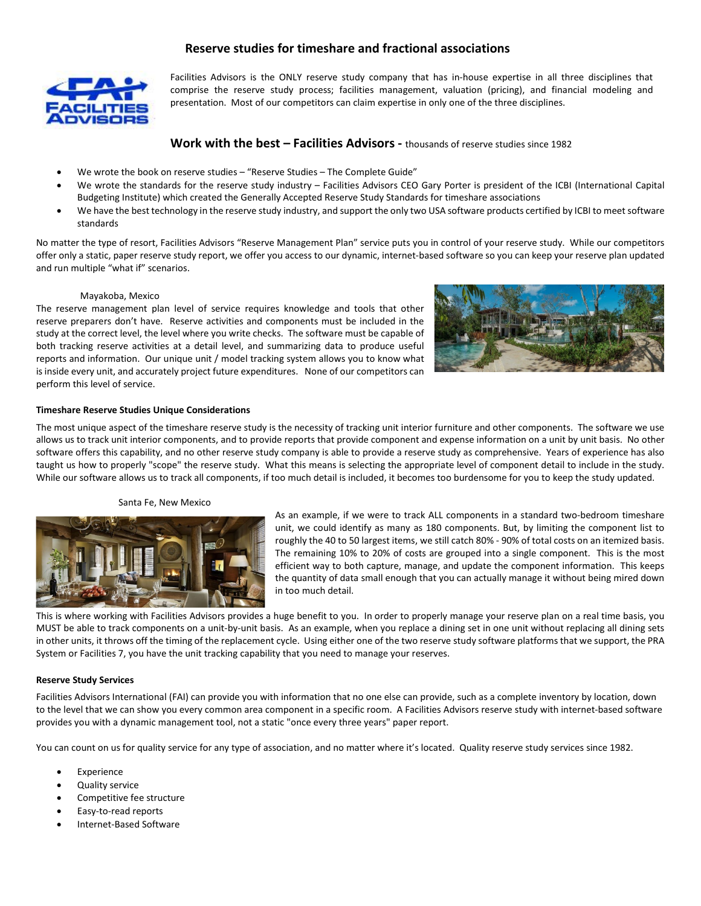# Reserve studies for timeshare and fractional associations

Facilities Advisors is the ONLY reserve study company that has in-house expertise in all three disciplines that comprise the reserve study process; facilities management, valuation (pricing), and financial modeling and presentation. Most of our competitors can claim expertise in only one of the three disciplines.

## Work with the best – Facilities Advisors - thousands of reserve studies since 1982

- We wrote the book on reserve studies – "Reserve Studies – The Complete Guide"
- We wrote the standards for the reserve study industry – Facilities Advisors CEO Gary Porter is president of the ICBI (International Capital Budgeting Institute) which created the Generally Accepted Reserve Study Standards for timeshare associations
- We have the best technology in the reserve study industry, and support the only two USA software products certified by ICBI to meet software standards

No matter the type of resort, Facilities Advisors "Reserve Management Plan" service puts you in control of your reserve study. While our competitors offer only a static, paper reserve study report, we offer you access to our dynamic, internet-based software so you can keep your reserve plan updated and run multiple "what if" scenarios.

Mayakoba, Mexico

The reserve management plan level of service requires knowledge and tools that other reserve preparers don't have. Reserve activities and components must be included in the study at the correct level, the level where you write checks. The software must be capable of both tracking reserve activities at a detail level, and summarizing data to produce useful reports and information. Our unique unit / model tracking system allows you to know what is inside every unit, and accurately project future expenditures. None of our competitors can perform this level of service.

**Timeshare Reserve Studies Unique Considerations**

The most unique aspect of the timeshare reserve study is the necessity of tracking unit interior furniture and other components. The software we use allows us to track unit interior components, and to provide reports that provide component and expense information on a unit by unit basis. No other software offers this capability, and no other reserve study company is able to provide a reserve study as comprehensive. Years of experience has also taught us how to properly "scope" the reserve study. What this means is selecting the appropriate level of component detail to include in the study. While our software allows us to track all components, if too much detail is included, it becomes too burdensome for you to keep the study updated.

Santa Fe, New Mexico

As an example, if we were to track ALL components in a standard two-bedroom timeshare unit, we could identify as many as 180 components. But, by limiting the component list to roughly the 40 to 50 largest items, we still catch 80% - 90% of total costs on an itemized basis. The remaining 10% to 20% of costs are grouped into a single component. This is the most efficient way to both capture, manage, and update the component information. This keeps the quantity of data small enough that you can actually manage it without being mired down in too much detail.

This is where working with Facilities Advisors provides a huge benefit to you. In order to properly manage your reserve plan on a real time basis, you MUST be able to track components on a unit-by-unit basis. As an example, when you replace a dining set in one unit without replacing all dining sets in other units, it throws off the timing of the replacement cycle. Using either one of the two reserve study software platforms that we support, the PRA System or Facilities 7, you have the unit tracking capability that you need to manage your reserves.

**Reserve Study Services**

Facilities Advisors International (FAI) can provide you with information that no one else can provide, such as a complete inventory by location, down to the level that we can show you every common area component in a specific room. A Facilities Advisors reserve study with internet-based software provides you with a dynamic management tool, not a static "once every three years" paper report.

You can count on us for quality service for any type of association, and no matter where it's located. Quality reserve study services since 1982.

- Experience
- Quality service
- Competitive fee structure
- Easy-to-read reports
- Internet-Based Software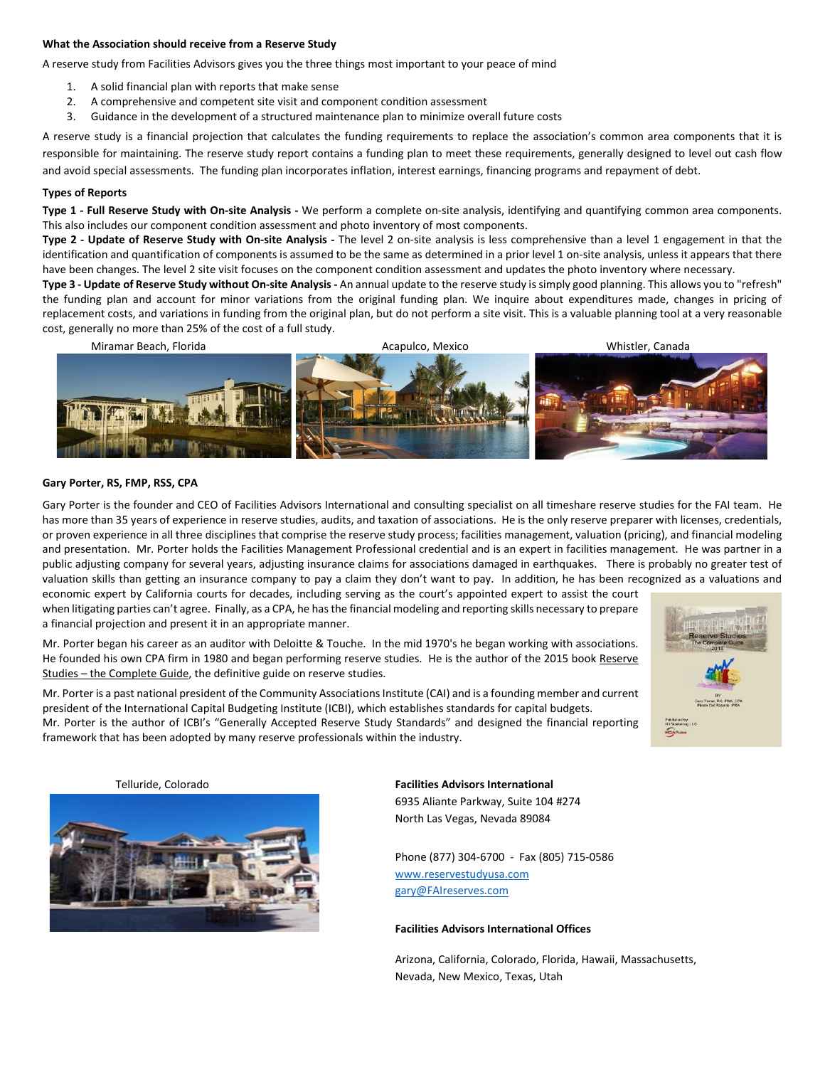**What the Association should receive from a Reserve Study**

A reserve study from Facilities Advisors gives you the three things most important to your peace of mind

1. A solid financial plan with reports that make sense
2. A comprehensive and competent site visit and component condition assessment
3. Guidance in the development of a structured maintenance plan to minimize overall future costs

A reserve study is a financial projection that calculates the funding requirements to replace the association's common area components that it is responsible for maintaining. The reserve study report contains a funding plan to meet these requirements, generally designed to level out cash flow and avoid special assessments. The funding plan incorporates inflation, interest earnings, financing programs and repayment of debt.

**Types of Reports**

**Type 1 - Full Reserve Study with On-site Analysis -** We perform a complete on-site analysis, identifying and quantifying common area components. This also includes our component condition assessment and photo inventory of most components.

**Type 2 - Update of Reserve Study with On-site Analysis -** The level 2 on-site analysis is less comprehensive than a level 1 engagement in that the identification and quantification of components is assumed to be the same as determined in a prior level 1 on-site analysis, unless it appears that there have been changes. The level 2 site visit focuses on the component condition assessment and updates the photo inventory where necessary.

**Type 3 - Update of Reserve Study without On-site Analysis -** An annual update to the reserve study is simply good planning. This allows you to "refresh" the funding plan and account for minor variations from the original funding plan. We inquire about expenditures made, changes in pricing of replacement costs, and variations in funding from the original plan, but do not perform a site visit. This is a valuable planning tool at a very reasonable cost, generally no more than 25% of the cost of a full study.

Miramar Beach, Florida

Acapulco, Mexico

Whistler, Canada

**Gary Porter, RS, FMP, RSS, CPA**

Gary Porter is the founder and CEO of Facilities Advisors International and consulting specialist on all timeshare reserve studies for the FAI team. He has more than 35 years of experience in reserve studies, audits, and taxation of associations. He is the only reserve preparer with licenses, credentials, or proven experience in all three disciplines that comprise the reserve study process; facilities management, valuation (pricing), and financial modeling and presentation. Mr. Porter holds the Facilities Management Professional credential and is an expert in facilities management. He was partner in a public adjusting company for several years, adjusting insurance claims for associations damaged in earthquakes. There is probably no greater test of valuation skills than getting an insurance company to pay a claim they don't want to pay. In addition, he has been recognized as a valuations and economic expert by California courts for decades, including serving as the court's appointed expert to assist the court when litigating parties can't agree. Finally, as a CPA, he has the financial modeling and reporting skills necessary to prepare a financial projection and present it in an appropriate manner.

Mr. Porter began his career as an auditor with Deloitte & Touche. In the mid 1970's he began working with associations. He founded his own CPA firm in 1980 and began performing reserve studies. He is the author of the 2015 book Reserve Studies – the Complete Guide, the definitive guide on reserve studies.

Mr. Porter is a past national president of the Community Associations Institute (CAI) and is a founding member and current president of the International Capital Budgeting Institute (ICBI), which establishes standards for capital budgets.

Mr. Porter is the author of ICBI's "Generally Accepted Reserve Study Standards" and designed the financial reporting framework that has been adopted by many reserve professionals within the industry.

Telluride, Colorado

**Facilities Advisors International**

6935 Aliante Parkway, Suite 104 #274

North Las Vegas, Nevada 89084

Phone (877) 304-6700 - Fax (805) 715-0586

www.reservestudyusa.com

gary@FAIreserves.com

**Facilities Advisors International Offices**

Arizona, California, Colorado, Florida, Hawaii, Massachusetts, Nevada, New Mexico, Texas, Utah